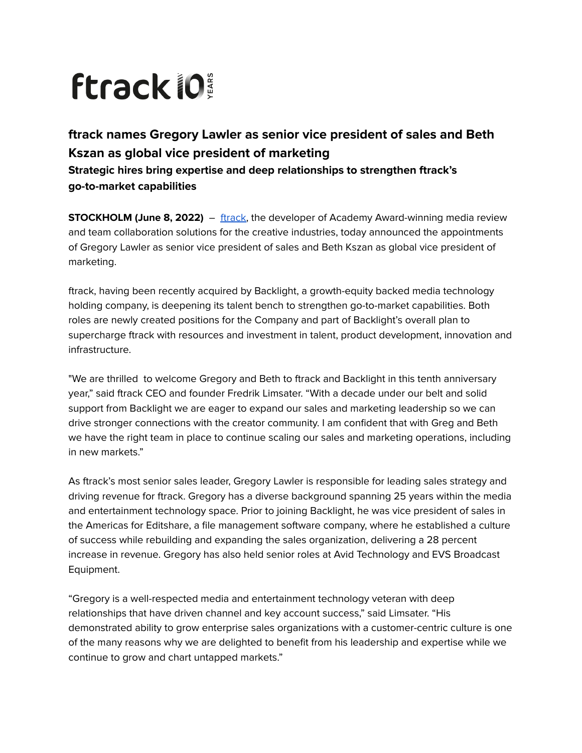ftrack 10 YEARS

## ftrack names Gregory Lawler as senior vice president of sales and Beth Kszan as global vice president of marketing

### Strategic hires bring expertise and deep relationships to strengthen ftrack's go-to-market capabilities

**STOCKHOLM (June 8, 2022)** – ftrack, the developer of Academy Award-winning media review and team collaboration solutions for the creative industries, today announced the appointments of Gregory Lawler as senior vice president of sales and Beth Kszan as global vice president of marketing.

ftrack, having been recently acquired by Backlight, a growth-equity backed media technology holding company, is deepening its talent bench to strengthen go-to-market capabilities. Both roles are newly created positions for the Company and part of Backlight's overall plan to supercharge ftrack with resources and investment in talent, product development, innovation and infrastructure.

"We are thrilled to welcome Gregory and Beth to ftrack and Backlight in this tenth anniversary year," said ftrack CEO and founder Fredrik Limsater. "With a decade under our belt and solid support from Backlight we are eager to expand our sales and marketing leadership so we can drive stronger connections with the creator community. I am confident that with Greg and Beth we have the right team in place to continue scaling our sales and marketing operations, including in new markets."

As ftrack's most senior sales leader, Gregory Lawler is responsible for leading sales strategy and driving revenue for ftrack. Gregory has a diverse background spanning 25 years within the media and entertainment technology space. Prior to joining Backlight, he was vice president of sales in the Americas for Editshare, a file management software company, where he established a culture of success while rebuilding and expanding the sales organization, delivering a 28 percent increase in revenue. Gregory has also held senior roles at Avid Technology and EVS Broadcast Equipment.

"Gregory is a well-respected media and entertainment technology veteran with deep relationships that have driven channel and key account success," said Limsater. "His demonstrated ability to grow enterprise sales organizations with a customer-centric culture is one of the many reasons why we are delighted to benefit from his leadership and expertise while we continue to grow and chart untapped markets."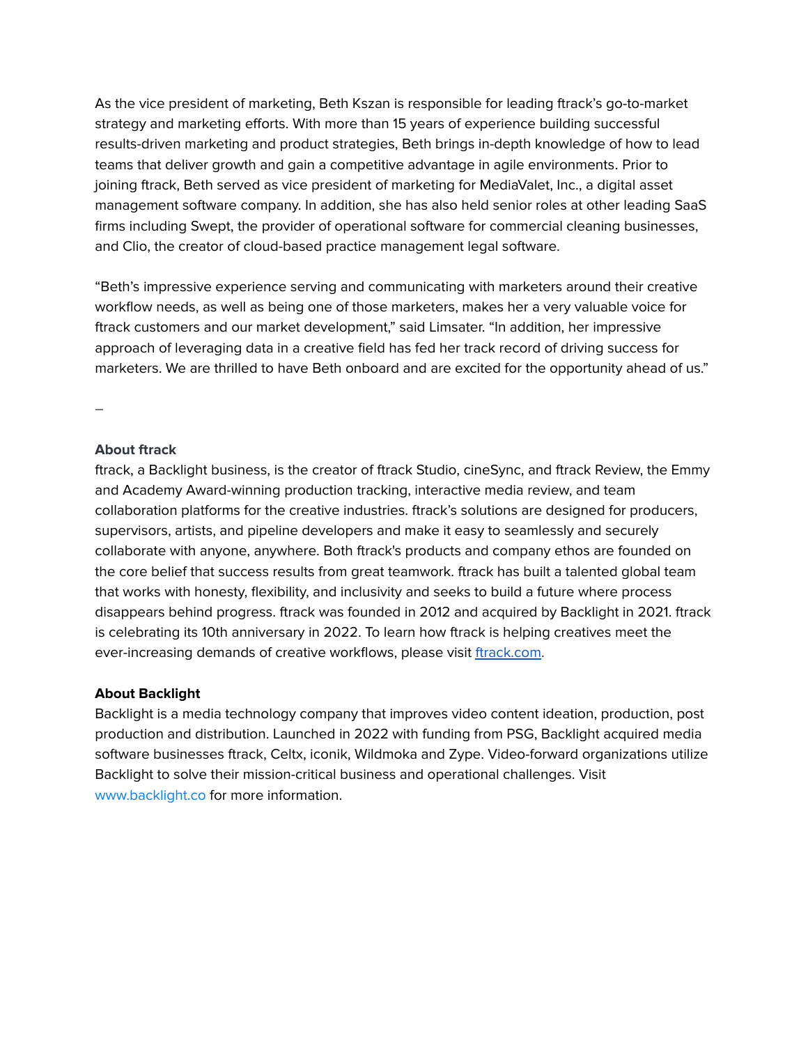As the vice president of marketing, Beth Kszan is responsible for leading ftrack's go-to-market strategy and marketing efforts. With more than 15 years of experience building successful results-driven marketing and product strategies, Beth brings in-depth knowledge of how to lead teams that deliver growth and gain a competitive advantage in agile environments. Prior to joining ftrack, Beth served as vice president of marketing for MediaValet, Inc., a digital asset management software company. In addition, she has also held senior roles at other leading SaaS firms including Swept, the provider of operational software for commercial cleaning businesses, and Clio, the creator of cloud-based practice management legal software.

"Beth's impressive experience serving and communicating with marketers around their creative workflow needs, as well as being one of those marketers, makes her a very valuable voice for ftrack customers and our market development," said Limsater. "In addition, her impressive approach of leveraging data in a creative field has fed her track record of driving success for marketers. We are thrilled to have Beth onboard and are excited for the opportunity ahead of us."

–

**About ftrack**
ftrack, a Backlight business, is the creator of ftrack Studio, cineSync, and ftrack Review, the Emmy and Academy Award-winning production tracking, interactive media review, and team collaboration platforms for the creative industries. ftrack's solutions are designed for producers, supervisors, artists, and pipeline developers and make it easy to seamlessly and securely collaborate with anyone, anywhere. Both ftrack's products and company ethos are founded on the core belief that success results from great teamwork. ftrack has built a talented global team that works with honesty, flexibility, and inclusivity and seeks to build a future where process disappears behind progress. ftrack was founded in 2012 and acquired by Backlight in 2021. ftrack is celebrating its 10th anniversary in 2022. To learn how ftrack is helping creatives meet the ever-increasing demands of creative workflows, please visit [ftrack.com](https://ftrack.com).

**About Backlight**
Backlight is a media technology company that improves video content ideation, production, post production and distribution. Launched in 2022 with funding from PSG, Backlight acquired media software businesses ftrack, Celtx, iconik, Wildmoka and Zype. Video-forward organizations utilize Backlight to solve their mission-critical business and operational challenges. Visit www.backlight.co for more information.